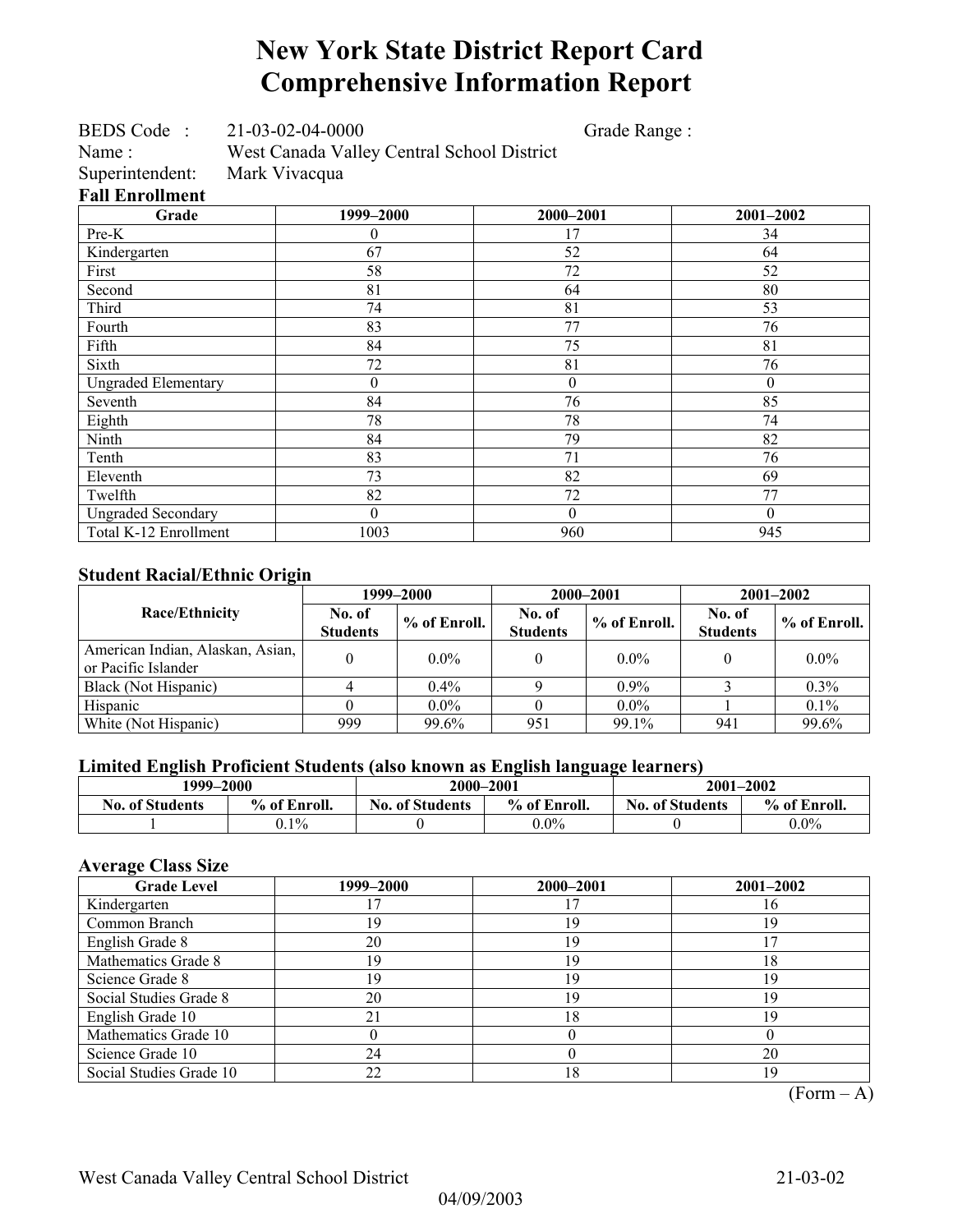# New York State District Report Card
# Comprehensive Information Report

BEDS Code : 21-03-02-04-0000 Grade Range :
Name : West Canada Valley Central School District
Superintendent: Mark Vivacqua

### Fall Enrollment

| Grade | 1999–2000 | 2000–2001 | 2001–2002 |
|---|---|---|---|
| Pre-K | 0 | 17 | 34 |
| Kindergarten | 67 | 52 | 64 |
| First | 58 | 72 | 52 |
| Second | 81 | 64 | 80 |
| Third | 74 | 81 | 53 |
| Fourth | 83 | 77 | 76 |
| Fifth | 84 | 75 | 81 |
| Sixth | 72 | 81 | 76 |
| Ungraded Elementary | 0 | 0 | 0 |
| Seventh | 84 | 76 | 85 |
| Eighth | 78 | 78 | 74 |
| Ninth | 84 | 79 | 82 |
| Tenth | 83 | 71 | 76 |
| Eleventh | 73 | 82 | 69 |
| Twelfth | 82 | 72 | 77 |
| Ungraded Secondary | 0 | 0 | 0 |
| Total K-12 Enrollment | 1003 | 960 | 945 |

### Student Racial/Ethnic Origin

| Race/Ethnicity | 1999–2000 | | 2000–2001 | | 2001–2002 | |
|---|---|---|---|---|---|---|
| | No. of Students | % of Enroll. | No. of Students | % of Enroll. | No. of Students | % of Enroll. |
| American Indian, Alaskan, Asian, or Pacific Islander | 0 | 0.0% | 0 | 0.0% | 0 | 0.0% |
| Black (Not Hispanic) | 4 | 0.4% | 9 | 0.9% | 3 | 0.3% |
| Hispanic | 0 | 0.0% | 0 | 0.0% | 1 | 0.1% |
| White (Not Hispanic) | 999 | 99.6% | 951 | 99.1% | 941 | 99.6% |

### Limited English Proficient Students (also known as English language learners)

| 1999–2000 | | 2000–2001 | | 2001–2002 | |
|---|---|---|---|---|---|
| No. of Students | % of Enroll. | No. of Students | % of Enroll. | No. of Students | % of Enroll. |
| 1 | 0.1% | 0 | 0.0% | 0 | 0.0% |

### Average Class Size

| Grade Level | 1999–2000 | 2000–2001 | 2001–2002 |
|---|---|---|---|
| Kindergarten | 17 | 17 | 16 |
| Common Branch | 19 | 19 | 19 |
| English Grade 8 | 20 | 19 | 17 |
| Mathematics Grade 8 | 19 | 19 | 18 |
| Science Grade 8 | 19 | 19 | 19 |
| Social Studies Grade 8 | 20 | 19 | 19 |
| English Grade 10 | 21 | 18 | 19 |
| Mathematics Grade 10 | 0 | 0 | 0 |
| Science Grade 10 | 24 | 0 | 20 |
| Social Studies Grade 10 | 22 | 18 | 19 |

(Form – A)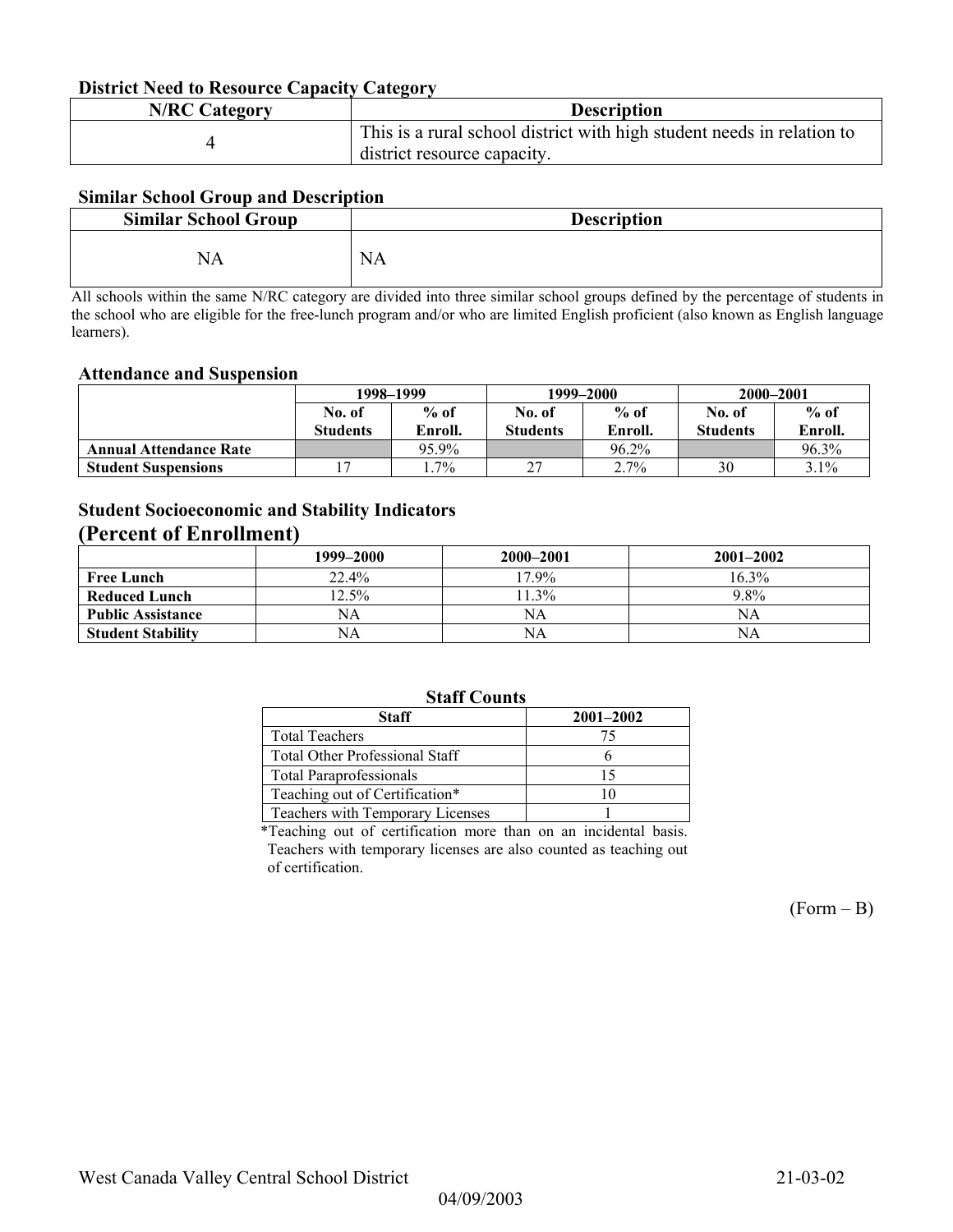### District Need to Resource Capacity Category

| N/RC Category | Description |
| --- | --- |
| 4 | This is a rural school district with high student needs in relation to district resource capacity. |

### Similar School Group and Description

| Similar School Group | Description |
| --- | --- |
| NA | NA |

All schools within the same N/RC category are divided into three similar school groups defined by the percentage of students in the school who are eligible for the free-lunch program and/or who are limited English proficient (also known as English language learners).

### Attendance and Suspension

| | 1998–1999 | | 1999–2000 | | 2000–2001 | |
| --- | --- | --- | --- | --- | --- | --- |
| | No. of Students | % of Enroll. | No. of Students | % of Enroll. | No. of Students | % of Enroll. |
| **Annual Attendance Rate** | | 95.9% | | 96.2% | | 96.3% |
| **Student Suspensions** | 17 | 1.7% | 27 | 2.7% | 30 | 3.1% |

### Student Socioeconomic and Stability Indicators
### (Percent of Enrollment)

| | 1999–2000 | 2000–2001 | 2001–2002 |
| --- | --- | --- | --- |
| **Free Lunch** | 22.4% | 17.9% | 16.3% |
| **Reduced Lunch** | 12.5% | 11.3% | 9.8% |
| **Public Assistance** | NA | NA | NA |
| **Student Stability** | NA | NA | NA |

### Staff Counts

| Staff | 2001–2002 |
| --- | --- |
| Total Teachers | 75 |
| Total Other Professional Staff | 6 |
| Total Paraprofessionals | 15 |
| Teaching out of Certification* | 10 |
| Teachers with Temporary Licenses | 1 |

*Teaching out of certification more than on an incidental basis. Teachers with temporary licenses are also counted as teaching out of certification.

(Form – B)

West Canada Valley Central School District 21-03-02

04/09/2003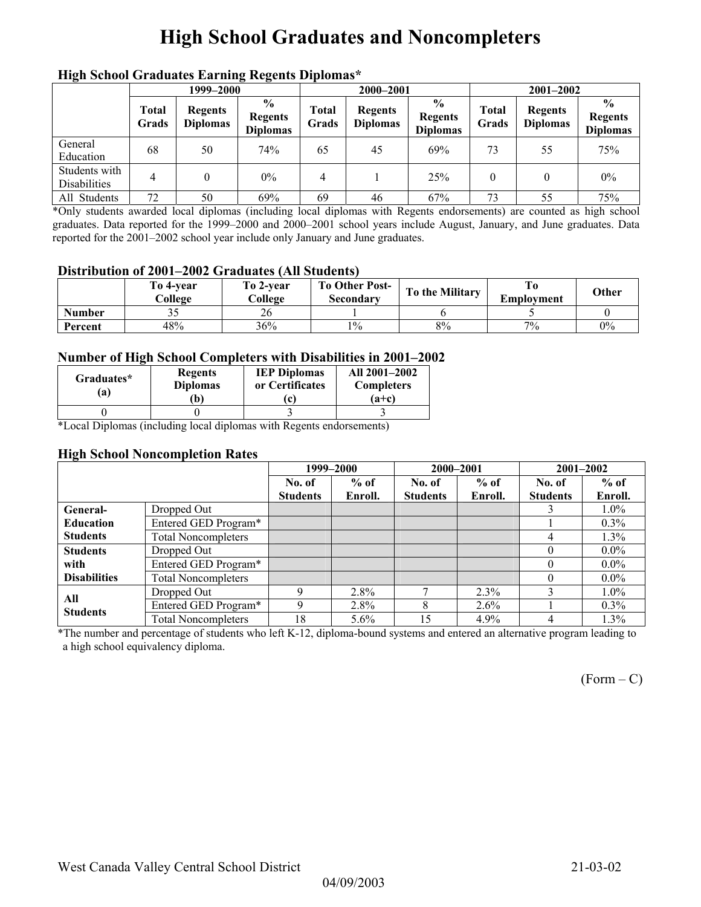# High School Graduates and Noncompleters

### High School Graduates Earning Regents Diplomas*

| | 1999–2000 | | | 2000–2001 | | | 2001–2002 | | |
|---|---|---|---|---|---|---|---|---|---|
| | Total Grads | Regents Diplomas | % Regents Diplomas | Total Grads | Regents Diplomas | % Regents Diplomas | Total Grads | Regents Diplomas | % Regents Diplomas |
| General Education | 68 | 50 | 74% | 65 | 45 | 69% | 73 | 55 | 75% |
| Students with Disabilities | 4 | 0 | 0% | 4 | 1 | 25% | 0 | 0 | 0% |
| All Students | 72 | 50 | 69% | 69 | 46 | 67% | 73 | 55 | 75% |

*Only students awarded local diplomas (including local diplomas with Regents endorsements) are counted as high school graduates. Data reported for the 1999–2000 and 2000–2001 school years include August, January, and June graduates. Data reported for the 2001–2002 school year include only January and June graduates.

### Distribution of 2001–2002 Graduates (All Students)

| | To 4-year College | To 2-year College | To Other Post-Secondary | To the Military | To Employment | Other |
|---|---|---|---|---|---|---|
| Number | 35 | 26 | 1 | 6 | 5 | 0 |
| Percent | 48% | 36% | 1% | 8% | 7% | 0% |

### Number of High School Completers with Disabilities in 2001–2002

| Graduates* (a) | Regents Diplomas (b) | IEP Diplomas or Certificates (c) | All 2001–2002 Completers (a+c) |
|---|---|---|---|
| 0 | 0 | 3 | 3 |

*Local Diplomas (including local diplomas with Regents endorsements)

### High School Noncompletion Rates

| | | 1999–2000 | | 2000–2001 | | 2001–2002 | |
|---|---|---|---|---|---|---|---|
| | | No. of Students | % of Enroll. | No. of Students | % of Enroll. | No. of Students | % of Enroll. |
| General-Education Students | Dropped Out | | | | | 3 | 1.0% |
| | Entered GED Program* | | | | | 1 | 0.3% |
| | Total Noncompleters | | | | | 4 | 1.3% |
| Students with Disabilities | Dropped Out | | | | | 0 | 0.0% |
| | Entered GED Program* | | | | | 0 | 0.0% |
| | Total Noncompleters | | | | | 0 | 0.0% |
| All Students | Dropped Out | 9 | 2.8% | 7 | 2.3% | 3 | 1.0% |
| | Entered GED Program* | 9 | 2.8% | 8 | 2.6% | 1 | 0.3% |
| | Total Noncompleters | 18 | 5.6% | 15 | 4.9% | 4 | 1.3% |

*The number and percentage of students who left K-12, diploma-bound systems and entered an alternative program leading to a high school equivalency diploma.

(Form – C)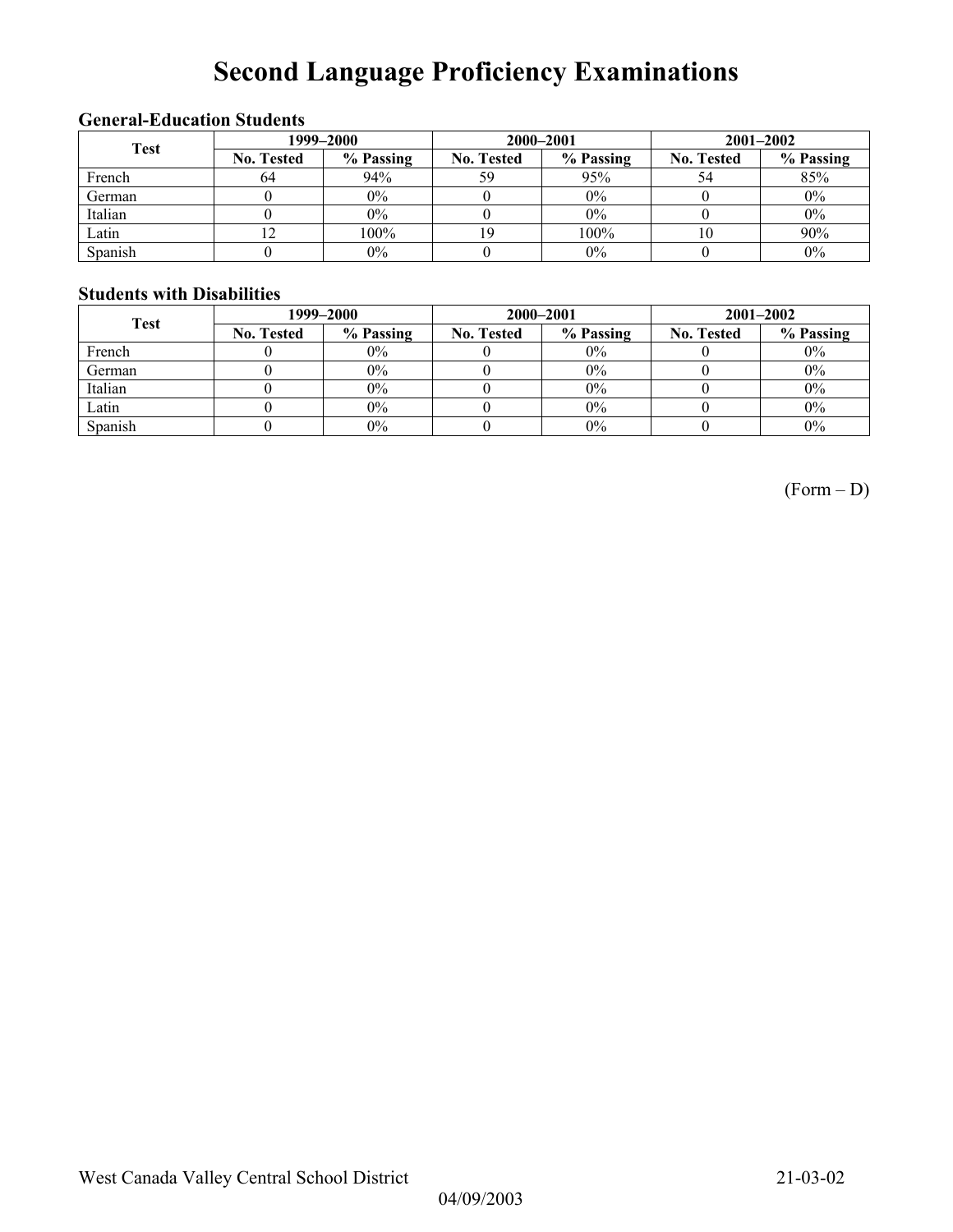# Second Language Proficiency Examinations

### General-Education Students

| Test | 1999–2000 | | 2000–2001 | | 2001–2002 | |
|---|---|---|---|---|---|---|
| | No. Tested | % Passing | No. Tested | % Passing | No. Tested | % Passing |
| French | 64 | 94% | 59 | 95% | 54 | 85% |
| German | 0 | 0% | 0 | 0% | 0 | 0% |
| Italian | 0 | 0% | 0 | 0% | 0 | 0% |
| Latin | 12 | 100% | 19 | 100% | 10 | 90% |
| Spanish | 0 | 0% | 0 | 0% | 0 | 0% |

### Students with Disabilities

| Test | 1999–2000 | | 2000–2001 | | 2001–2002 | |
|---|---|---|---|---|---|---|
| | No. Tested | % Passing | No. Tested | % Passing | No. Tested | % Passing |
| French | 0 | 0% | 0 | 0% | 0 | 0% |
| German | 0 | 0% | 0 | 0% | 0 | 0% |
| Italian | 0 | 0% | 0 | 0% | 0 | 0% |
| Latin | 0 | 0% | 0 | 0% | 0 | 0% |
| Spanish | 0 | 0% | 0 | 0% | 0 | 0% |

(Form – D)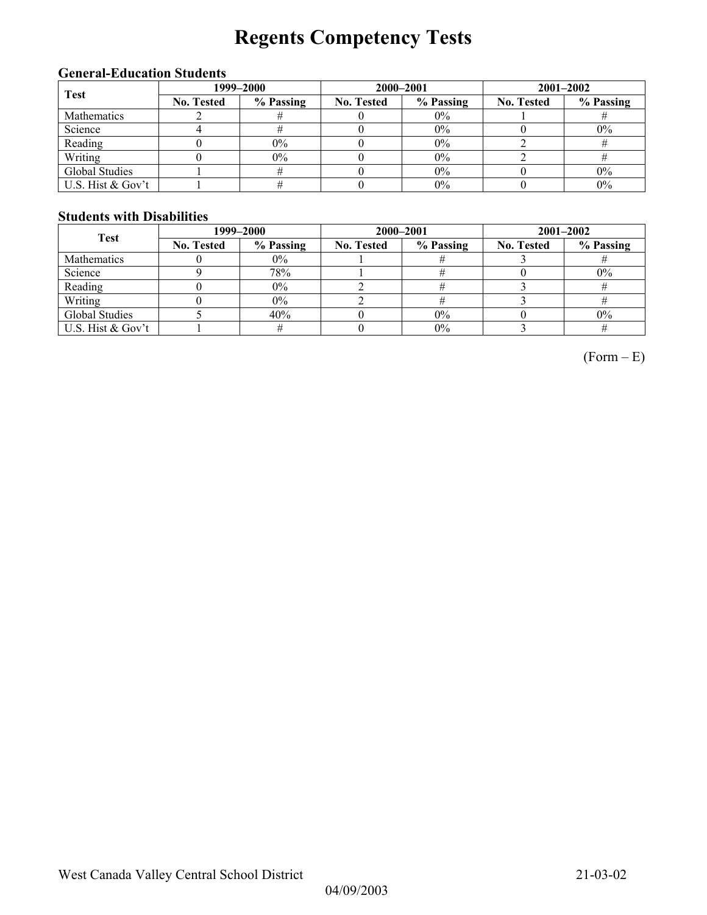# Regents Competency Tests

### General-Education Students

| Test | 1999–2000 | | 2000–2001 | | 2001–2002 | |
|---|---|---|---|---|---|---|
| | No. Tested | % Passing | No. Tested | % Passing | No. Tested | % Passing |
| Mathematics | 2 | # | 0 | 0% | 1 | # |
| Science | 4 | # | 0 | 0% | 0 | 0% |
| Reading | 0 | 0% | 0 | 0% | 2 | # |
| Writing | 0 | 0% | 0 | 0% | 2 | # |
| Global Studies | 1 | # | 0 | 0% | 0 | 0% |
| U.S. Hist & Gov't | 1 | # | 0 | 0% | 0 | 0% |

### Students with Disabilities

| Test | 1999–2000 | | 2000–2001 | | 2001–2002 | |
|---|---|---|---|---|---|---|
| | No. Tested | % Passing | No. Tested | % Passing | No. Tested | % Passing |
| Mathematics | 0 | 0% | 1 | # | 3 | # |
| Science | 9 | 78% | 1 | # | 0 | 0% |
| Reading | 0 | 0% | 2 | # | 3 | # |
| Writing | 0 | 0% | 2 | # | 3 | # |
| Global Studies | 5 | 40% | 0 | 0% | 0 | 0% |
| U.S. Hist & Gov't | 1 | # | 0 | 0% | 3 | # |

(Form – E)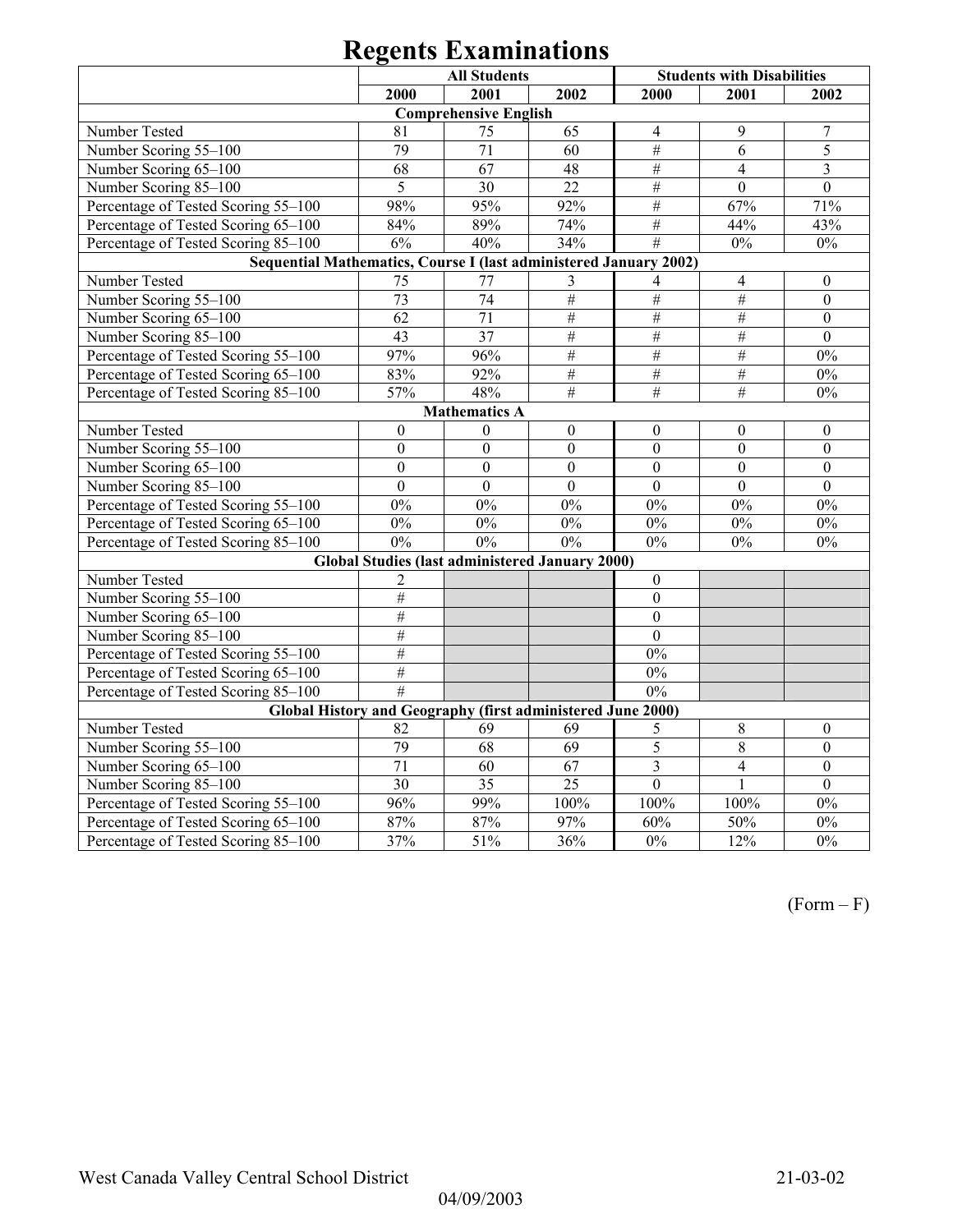# Regents Examinations

| | All Students | | | Students with Disabilities | | |
|---|---|---|---|---|---|---|
| | 2000 | 2001 | 2002 | 2000 | 2001 | 2002 |
| **Comprehensive English** | | | | | | |
| Number Tested | 81 | 75 | 65 | 4 | 9 | 7 |
| Number Scoring 55–100 | 79 | 71 | 60 | # | 6 | 5 |
| Number Scoring 65–100 | 68 | 67 | 48 | # | 4 | 3 |
| Number Scoring 85–100 | 5 | 30 | 22 | # | 0 | 0 |
| Percentage of Tested Scoring 55–100 | 98% | 95% | 92% | # | 67% | 71% |
| Percentage of Tested Scoring 65–100 | 84% | 89% | 74% | # | 44% | 43% |
| Percentage of Tested Scoring 85–100 | 6% | 40% | 34% | # | 0% | 0% |
| **Sequential Mathematics, Course I (last administered January 2002)** | | | | | | |
| Number Tested | 75 | 77 | 3 | 4 | 4 | 0 |
| Number Scoring 55–100 | 73 | 74 | # | # | # | 0 |
| Number Scoring 65–100 | 62 | 71 | # | # | # | 0 |
| Number Scoring 85–100 | 43 | 37 | # | # | # | 0 |
| Percentage of Tested Scoring 55–100 | 97% | 96% | # | # | # | 0% |
| Percentage of Tested Scoring 65–100 | 83% | 92% | # | # | # | 0% |
| Percentage of Tested Scoring 85–100 | 57% | 48% | # | # | # | 0% |
| **Mathematics A** | | | | | | |
| Number Tested | 0 | 0 | 0 | 0 | 0 | 0 |
| Number Scoring 55–100 | 0 | 0 | 0 | 0 | 0 | 0 |
| Number Scoring 65–100 | 0 | 0 | 0 | 0 | 0 | 0 |
| Number Scoring 85–100 | 0 | 0 | 0 | 0 | 0 | 0 |
| Percentage of Tested Scoring 55–100 | 0% | 0% | 0% | 0% | 0% | 0% |
| Percentage of Tested Scoring 65–100 | 0% | 0% | 0% | 0% | 0% | 0% |
| Percentage of Tested Scoring 85–100 | 0% | 0% | 0% | 0% | 0% | 0% |
| **Global Studies (last administered January 2000)** | | | | | | |
| Number Tested | 2 | | | 0 | | |
| Number Scoring 55–100 | # | | | 0 | | |
| Number Scoring 65–100 | # | | | 0 | | |
| Number Scoring 85–100 | # | | | 0 | | |
| Percentage of Tested Scoring 55–100 | # | | | 0% | | |
| Percentage of Tested Scoring 65–100 | # | | | 0% | | |
| Percentage of Tested Scoring 85–100 | # | | | 0% | | |
| **Global History and Geography (first administered June 2000)** | | | | | | |
| Number Tested | 82 | 69 | 69 | 5 | 8 | 0 |
| Number Scoring 55–100 | 79 | 68 | 69 | 5 | 8 | 0 |
| Number Scoring 65–100 | 71 | 60 | 67 | 3 | 4 | 0 |
| Number Scoring 85–100 | 30 | 35 | 25 | 0 | 1 | 0 |
| Percentage of Tested Scoring 55–100 | 96% | 99% | 100% | 100% | 100% | 0% |
| Percentage of Tested Scoring 65–100 | 87% | 87% | 97% | 60% | 50% | 0% |
| Percentage of Tested Scoring 85–100 | 37% | 51% | 36% | 0% | 12% | 0% |

(Form – F)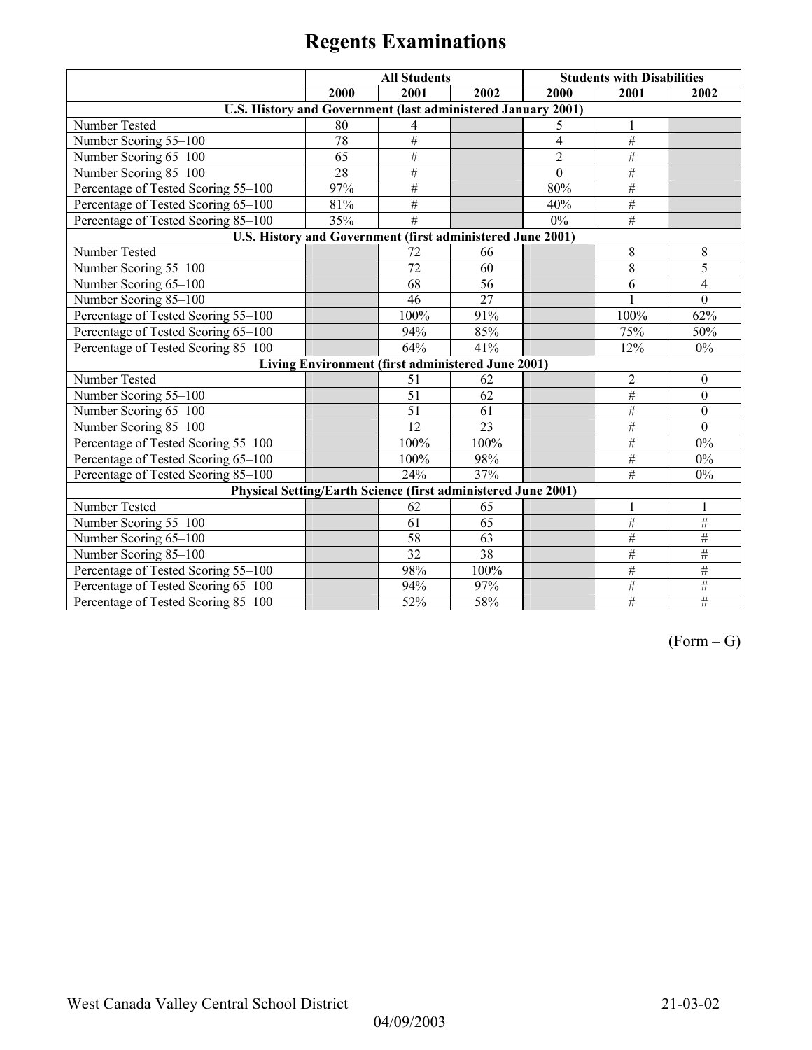# Regents Examinations

| | All Students | | | Students with Disabilities | | |
|---|---|---|---|---|---|---|
| | 2000 | 2001 | 2002 | 2000 | 2001 | 2002 |
| **U.S. History and Government (last administered January 2001)** | | | | | | |
| Number Tested | 80 | 4 | | 5 | 1 | |
| Number Scoring 55–100 | 78 | # | | 4 | # | |
| Number Scoring 65–100 | 65 | # | | 2 | # | |
| Number Scoring 85–100 | 28 | # | | 0 | # | |
| Percentage of Tested Scoring 55–100 | 97% | # | | 80% | # | |
| Percentage of Tested Scoring 65–100 | 81% | # | | 40% | # | |
| Percentage of Tested Scoring 85–100 | 35% | # | | 0% | # | |
| **U.S. History and Government (first administered June 2001)** | | | | | | |
| Number Tested | | 72 | 66 | | 8 | 8 |
| Number Scoring 55–100 | | 72 | 60 | | 8 | 5 |
| Number Scoring 65–100 | | 68 | 56 | | 6 | 4 |
| Number Scoring 85–100 | | 46 | 27 | | 1 | 0 |
| Percentage of Tested Scoring 55–100 | | 100% | 91% | | 100% | 62% |
| Percentage of Tested Scoring 65–100 | | 94% | 85% | | 75% | 50% |
| Percentage of Tested Scoring 85–100 | | 64% | 41% | | 12% | 0% |
| **Living Environment (first administered June 2001)** | | | | | | |
| Number Tested | | 51 | 62 | | 2 | 0 |
| Number Scoring 55–100 | | 51 | 62 | | # | 0 |
| Number Scoring 65–100 | | 51 | 61 | | # | 0 |
| Number Scoring 85–100 | | 12 | 23 | | # | 0 |
| Percentage of Tested Scoring 55–100 | | 100% | 100% | | # | 0% |
| Percentage of Tested Scoring 65–100 | | 100% | 98% | | # | 0% |
| Percentage of Tested Scoring 85–100 | | 24% | 37% | | # | 0% |
| **Physical Setting/Earth Science (first administered June 2001)** | | | | | | |
| Number Tested | | 62 | 65 | | 1 | 1 |
| Number Scoring 55–100 | | 61 | 65 | | # | # |
| Number Scoring 65–100 | | 58 | 63 | | # | # |
| Number Scoring 85–100 | | 32 | 38 | | # | # |
| Percentage of Tested Scoring 55–100 | | 98% | 100% | | # | # |
| Percentage of Tested Scoring 65–100 | | 94% | 97% | | # | # |
| Percentage of Tested Scoring 85–100 | | 52% | 58% | | # | # |

(Form – G)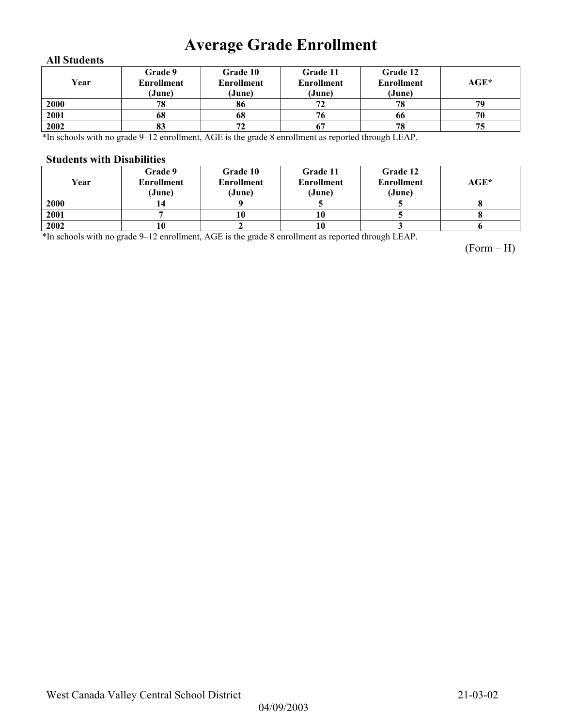# Average Grade Enrollment

### All Students

| Year | Grade 9 Enrollment (June) | Grade 10 Enrollment (June) | Grade 11 Enrollment (June) | Grade 12 Enrollment (June) | AGE* |
|---|---|---|---|---|---|
| 2000 | 78 | 86 | 72 | 78 | 79 |
| 2001 | 68 | 68 | 76 | 66 | 70 |
| 2002 | 83 | 72 | 67 | 78 | 75 |

*In schools with no grade 9–12 enrollment, AGE is the grade 8 enrollment as reported through LEAP.

### Students with Disabilities

| Year | Grade 9 Enrollment (June) | Grade 10 Enrollment (June) | Grade 11 Enrollment (June) | Grade 12 Enrollment (June) | AGE* |
|---|---|---|---|---|---|
| 2000 | 14 | 9 | 5 | 5 | 8 |
| 2001 | 7 | 10 | 10 | 5 | 8 |
| 2002 | 10 | 2 | 10 | 3 | 6 |

*In schools with no grade 9–12 enrollment, AGE is the grade 8 enrollment as reported through LEAP.

(Form – H)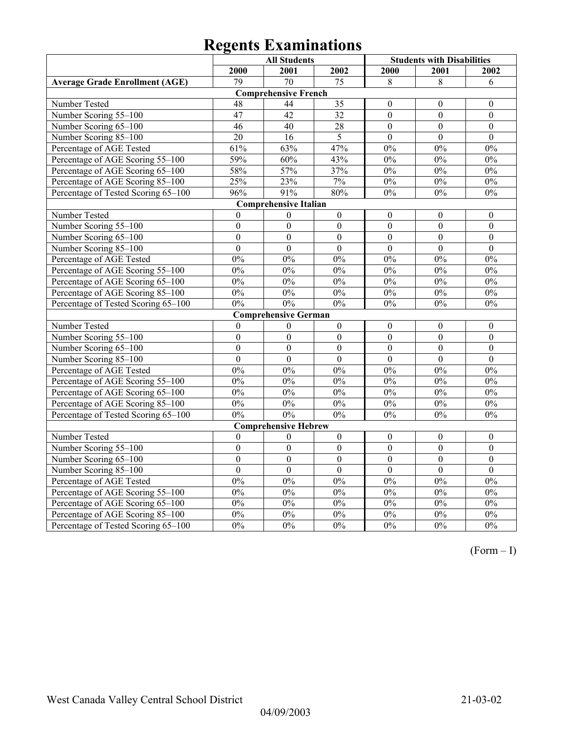# Regents Examinations

| | All Students | | | Students with Disabilities | | |
|---|---|---|---|---|---|---|
| | 2000 | 2001 | 2002 | 2000 | 2001 | 2002 |
| **Average Grade Enrollment (AGE)** | 79 | 70 | 75 | 8 | 8 | 6 |
| **Comprehensive French** | | | | | | |
| Number Tested | 48 | 44 | 35 | 0 | 0 | 0 |
| Number Scoring 55–100 | 47 | 42 | 32 | 0 | 0 | 0 |
| Number Scoring 65–100 | 46 | 40 | 28 | 0 | 0 | 0 |
| Number Scoring 85–100 | 20 | 16 | 5 | 0 | 0 | 0 |
| Percentage of AGE Tested | 61% | 63% | 47% | 0% | 0% | 0% |
| Percentage of AGE Scoring 55–100 | 59% | 60% | 43% | 0% | 0% | 0% |
| Percentage of AGE Scoring 65–100 | 58% | 57% | 37% | 0% | 0% | 0% |
| Percentage of AGE Scoring 85–100 | 25% | 23% | 7% | 0% | 0% | 0% |
| Percentage of Tested Scoring 65–100 | 96% | 91% | 80% | 0% | 0% | 0% |
| **Comprehensive Italian** | | | | | | |
| Number Tested | 0 | 0 | 0 | 0 | 0 | 0 |
| Number Scoring 55–100 | 0 | 0 | 0 | 0 | 0 | 0 |
| Number Scoring 65–100 | 0 | 0 | 0 | 0 | 0 | 0 |
| Number Scoring 85–100 | 0 | 0 | 0 | 0 | 0 | 0 |
| Percentage of AGE Tested | 0% | 0% | 0% | 0% | 0% | 0% |
| Percentage of AGE Scoring 55–100 | 0% | 0% | 0% | 0% | 0% | 0% |
| Percentage of AGE Scoring 65–100 | 0% | 0% | 0% | 0% | 0% | 0% |
| Percentage of AGE Scoring 85–100 | 0% | 0% | 0% | 0% | 0% | 0% |
| Percentage of Tested Scoring 65–100 | 0% | 0% | 0% | 0% | 0% | 0% |
| **Comprehensive German** | | | | | | |
| Number Tested | 0 | 0 | 0 | 0 | 0 | 0 |
| Number Scoring 55–100 | 0 | 0 | 0 | 0 | 0 | 0 |
| Number Scoring 65–100 | 0 | 0 | 0 | 0 | 0 | 0 |
| Number Scoring 85–100 | 0 | 0 | 0 | 0 | 0 | 0 |
| Percentage of AGE Tested | 0% | 0% | 0% | 0% | 0% | 0% |
| Percentage of AGE Scoring 55–100 | 0% | 0% | 0% | 0% | 0% | 0% |
| Percentage of AGE Scoring 65–100 | 0% | 0% | 0% | 0% | 0% | 0% |
| Percentage of AGE Scoring 85–100 | 0% | 0% | 0% | 0% | 0% | 0% |
| Percentage of Tested Scoring 65–100 | 0% | 0% | 0% | 0% | 0% | 0% |
| **Comprehensive Hebrew** | | | | | | |
| Number Tested | 0 | 0 | 0 | 0 | 0 | 0 |
| Number Scoring 55–100 | 0 | 0 | 0 | 0 | 0 | 0 |
| Number Scoring 65–100 | 0 | 0 | 0 | 0 | 0 | 0 |
| Number Scoring 85–100 | 0 | 0 | 0 | 0 | 0 | 0 |
| Percentage of AGE Tested | 0% | 0% | 0% | 0% | 0% | 0% |
| Percentage of AGE Scoring 55–100 | 0% | 0% | 0% | 0% | 0% | 0% |
| Percentage of AGE Scoring 65–100 | 0% | 0% | 0% | 0% | 0% | 0% |
| Percentage of AGE Scoring 85–100 | 0% | 0% | 0% | 0% | 0% | 0% |
| Percentage of Tested Scoring 65–100 | 0% | 0% | 0% | 0% | 0% | 0% |

(Form – I)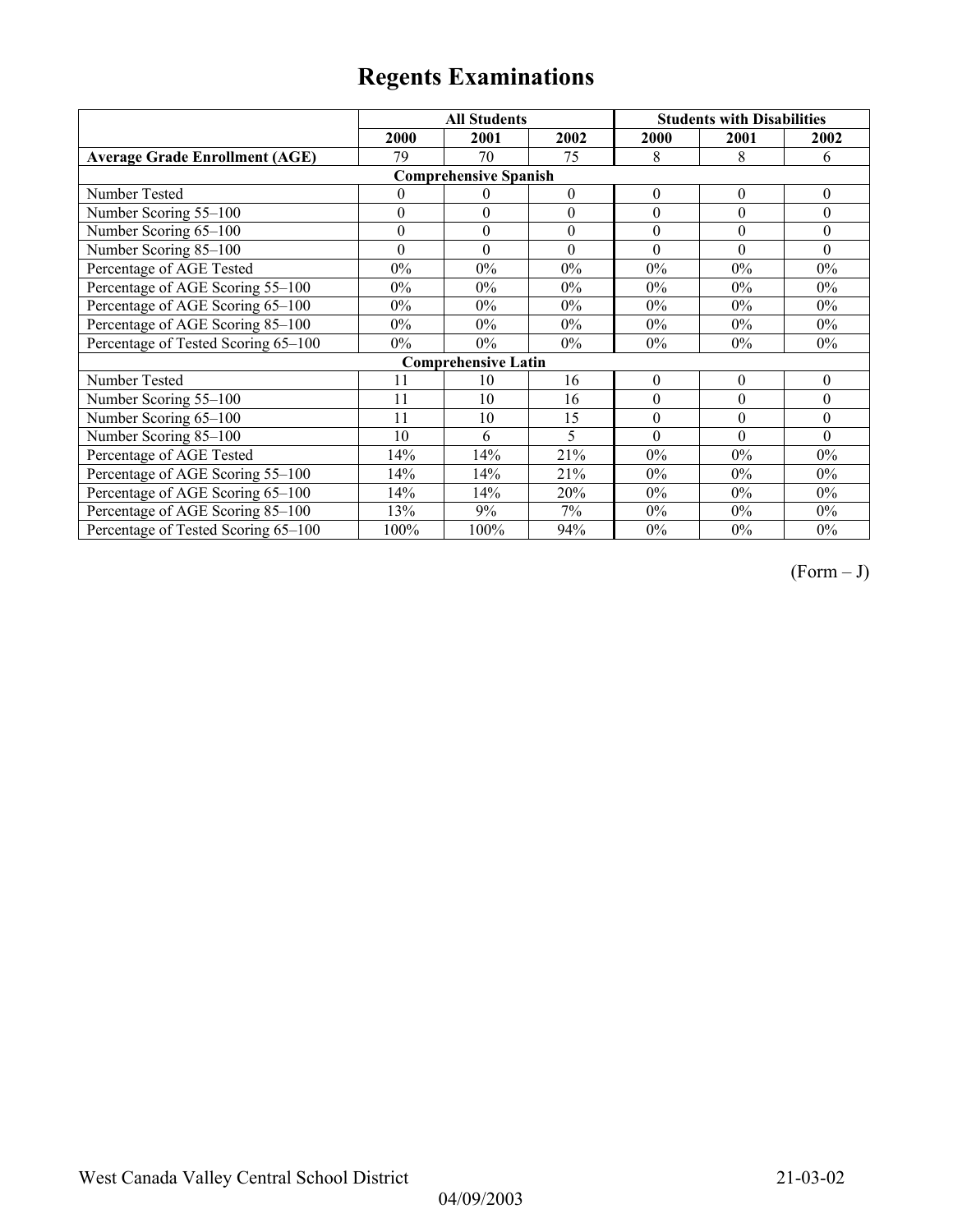# Regents Examinations

| | All Students | | | Students with Disabilities | | |
|---|---|---|---|---|---|---|
| | 2000 | 2001 | 2002 | 2000 | 2001 | 2002 |
| **Average Grade Enrollment (AGE)** | 79 | 70 | 75 | 8 | 8 | 6 |
| **Comprehensive Spanish** | | | | | | |
| Number Tested | 0 | 0 | 0 | 0 | 0 | 0 |
| Number Scoring 55–100 | 0 | 0 | 0 | 0 | 0 | 0 |
| Number Scoring 65–100 | 0 | 0 | 0 | 0 | 0 | 0 |
| Number Scoring 85–100 | 0 | 0 | 0 | 0 | 0 | 0 |
| Percentage of AGE Tested | 0% | 0% | 0% | 0% | 0% | 0% |
| Percentage of AGE Scoring 55–100 | 0% | 0% | 0% | 0% | 0% | 0% |
| Percentage of AGE Scoring 65–100 | 0% | 0% | 0% | 0% | 0% | 0% |
| Percentage of AGE Scoring 85–100 | 0% | 0% | 0% | 0% | 0% | 0% |
| Percentage of Tested Scoring 65–100 | 0% | 0% | 0% | 0% | 0% | 0% |
| **Comprehensive Latin** | | | | | | |
| Number Tested | 11 | 10 | 16 | 0 | 0 | 0 |
| Number Scoring 55–100 | 11 | 10 | 16 | 0 | 0 | 0 |
| Number Scoring 65–100 | 11 | 10 | 15 | 0 | 0 | 0 |
| Number Scoring 85–100 | 10 | 6 | 5 | 0 | 0 | 0 |
| Percentage of AGE Tested | 14% | 14% | 21% | 0% | 0% | 0% |
| Percentage of AGE Scoring 55–100 | 14% | 14% | 21% | 0% | 0% | 0% |
| Percentage of AGE Scoring 65–100 | 14% | 14% | 20% | 0% | 0% | 0% |
| Percentage of AGE Scoring 85–100 | 13% | 9% | 7% | 0% | 0% | 0% |
| Percentage of Tested Scoring 65–100 | 100% | 100% | 94% | 0% | 0% | 0% |

(Form – J)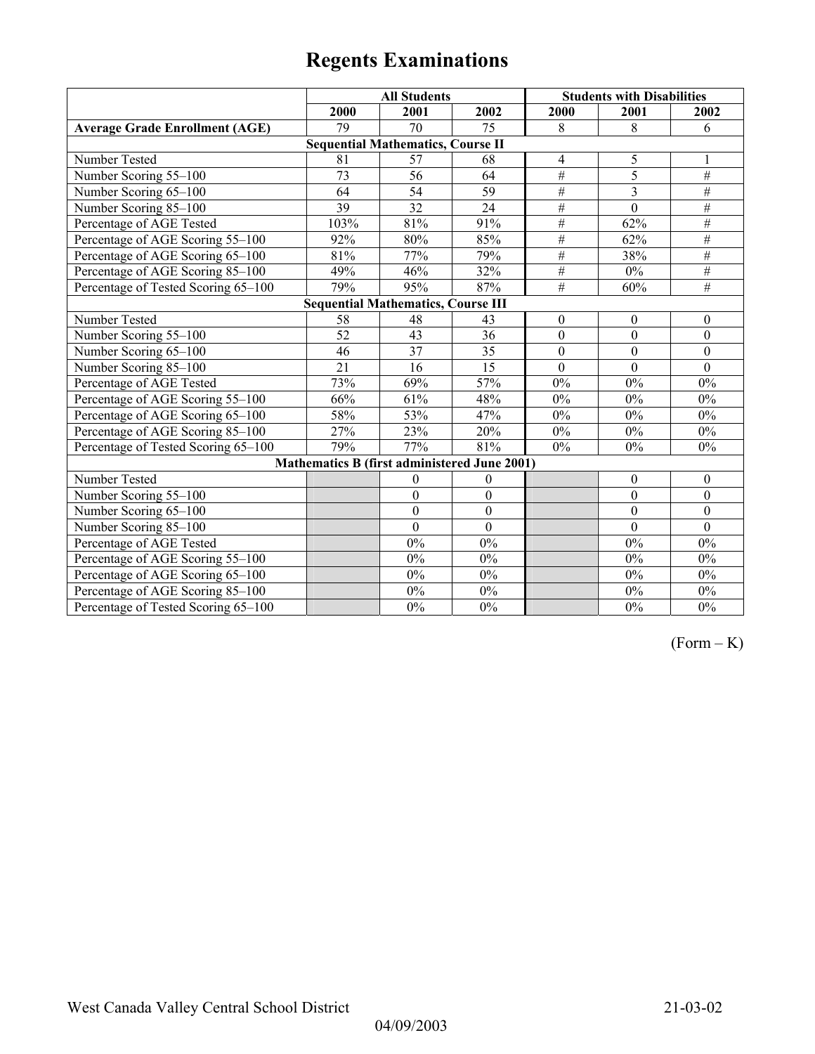# Regents Examinations

| | All Students | | | Students with Disabilities | | |
|---|---|---|---|---|---|---|
| | 2000 | 2001 | 2002 | 2000 | 2001 | 2002 |
| **Average Grade Enrollment (AGE)** | 79 | 70 | 75 | 8 | 8 | 6 |
| **Sequential Mathematics, Course II** | | | | | | |
| Number Tested | 81 | 57 | 68 | 4 | 5 | 1 |
| Number Scoring 55–100 | 73 | 56 | 64 | # | 5 | # |
| Number Scoring 65–100 | 64 | 54 | 59 | # | 3 | # |
| Number Scoring 85–100 | 39 | 32 | 24 | # | 0 | # |
| Percentage of AGE Tested | 103% | 81% | 91% | # | 62% | # |
| Percentage of AGE Scoring 55–100 | 92% | 80% | 85% | # | 62% | # |
| Percentage of AGE Scoring 65–100 | 81% | 77% | 79% | # | 38% | # |
| Percentage of AGE Scoring 85–100 | 49% | 46% | 32% | # | 0% | # |
| Percentage of Tested Scoring 65–100 | 79% | 95% | 87% | # | 60% | # |
| **Sequential Mathematics, Course III** | | | | | | |
| Number Tested | 58 | 48 | 43 | 0 | 0 | 0 |
| Number Scoring 55–100 | 52 | 43 | 36 | 0 | 0 | 0 |
| Number Scoring 65–100 | 46 | 37 | 35 | 0 | 0 | 0 |
| Number Scoring 85–100 | 21 | 16 | 15 | 0 | 0 | 0 |
| Percentage of AGE Tested | 73% | 69% | 57% | 0% | 0% | 0% |
| Percentage of AGE Scoring 55–100 | 66% | 61% | 48% | 0% | 0% | 0% |
| Percentage of AGE Scoring 65–100 | 58% | 53% | 47% | 0% | 0% | 0% |
| Percentage of AGE Scoring 85–100 | 27% | 23% | 20% | 0% | 0% | 0% |
| Percentage of Tested Scoring 65–100 | 79% | 77% | 81% | 0% | 0% | 0% |
| **Mathematics B (first administered June 2001)** | | | | | | |
| Number Tested | | 0 | 0 | | 0 | 0 |
| Number Scoring 55–100 | | 0 | 0 | | 0 | 0 |
| Number Scoring 65–100 | | 0 | 0 | | 0 | 0 |
| Number Scoring 85–100 | | 0 | 0 | | 0 | 0 |
| Percentage of AGE Tested | | 0% | 0% | | 0% | 0% |
| Percentage of AGE Scoring 55–100 | | 0% | 0% | | 0% | 0% |
| Percentage of AGE Scoring 65–100 | | 0% | 0% | | 0% | 0% |
| Percentage of AGE Scoring 85–100 | | 0% | 0% | | 0% | 0% |
| Percentage of Tested Scoring 65–100 | | 0% | 0% | | 0% | 0% |

(Form – K)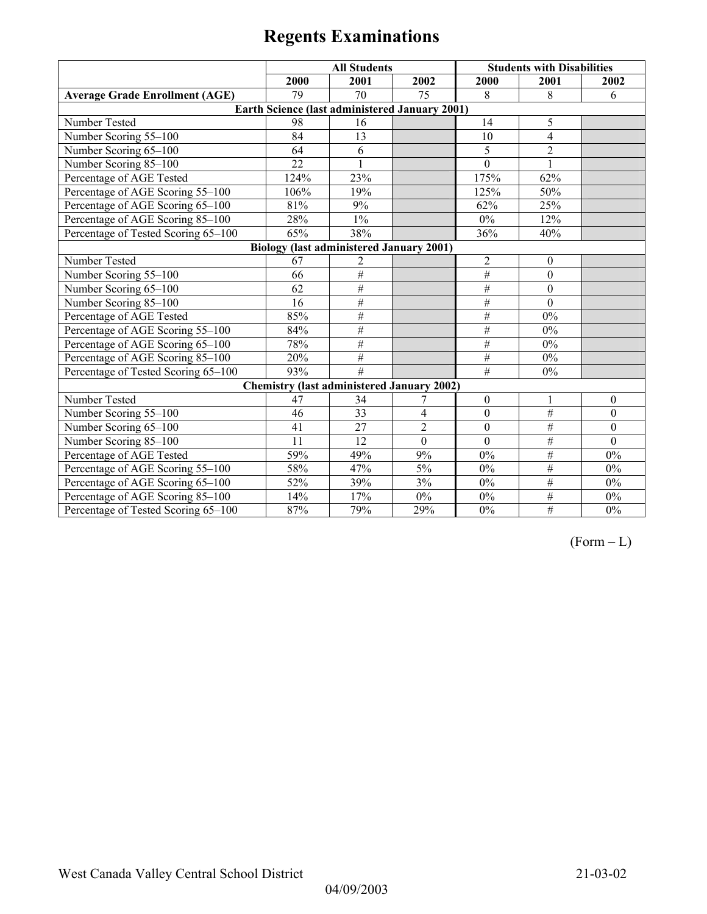# Regents Examinations

| | All Students | | | Students with Disabilities | | |
|---|---|---|---|---|---|---|
| | 2000 | 2001 | 2002 | 2000 | 2001 | 2002 |
| **Average Grade Enrollment (AGE)** | 79 | 70 | 75 | 8 | 8 | 6 |
| **Earth Science (last administered January 2001)** | | | | | | |
| Number Tested | 98 | 16 | | 14 | 5 | |
| Number Scoring 55–100 | 84 | 13 | | 10 | 4 | |
| Number Scoring 65–100 | 64 | 6 | | 5 | 2 | |
| Number Scoring 85–100 | 22 | 1 | | 0 | 1 | |
| Percentage of AGE Tested | 124% | 23% | | 175% | 62% | |
| Percentage of AGE Scoring 55–100 | 106% | 19% | | 125% | 50% | |
| Percentage of AGE Scoring 65–100 | 81% | 9% | | 62% | 25% | |
| Percentage of AGE Scoring 85–100 | 28% | 1% | | 0% | 12% | |
| Percentage of Tested Scoring 65–100 | 65% | 38% | | 36% | 40% | |
| **Biology (last administered January 2001)** | | | | | | |
| Number Tested | 67 | 2 | | 2 | 0 | |
| Number Scoring 55–100 | 66 | # | | # | 0 | |
| Number Scoring 65–100 | 62 | # | | # | 0 | |
| Number Scoring 85–100 | 16 | # | | # | 0 | |
| Percentage of AGE Tested | 85% | # | | # | 0% | |
| Percentage of AGE Scoring 55–100 | 84% | # | | # | 0% | |
| Percentage of AGE Scoring 65–100 | 78% | # | | # | 0% | |
| Percentage of AGE Scoring 85–100 | 20% | # | | # | 0% | |
| Percentage of Tested Scoring 65–100 | 93% | # | | # | 0% | |
| **Chemistry (last administered January 2002)** | | | | | | |
| Number Tested | 47 | 34 | 7 | 0 | 1 | 0 |
| Number Scoring 55–100 | 46 | 33 | 4 | 0 | # | 0 |
| Number Scoring 65–100 | 41 | 27 | 2 | 0 | # | 0 |
| Number Scoring 85–100 | 11 | 12 | 0 | 0 | # | 0 |
| Percentage of AGE Tested | 59% | 49% | 9% | 0% | # | 0% |
| Percentage of AGE Scoring 55–100 | 58% | 47% | 5% | 0% | # | 0% |
| Percentage of AGE Scoring 65–100 | 52% | 39% | 3% | 0% | # | 0% |
| Percentage of AGE Scoring 85–100 | 14% | 17% | 0% | 0% | # | 0% |
| Percentage of Tested Scoring 65–100 | 87% | 79% | 29% | 0% | # | 0% |

(Form – L)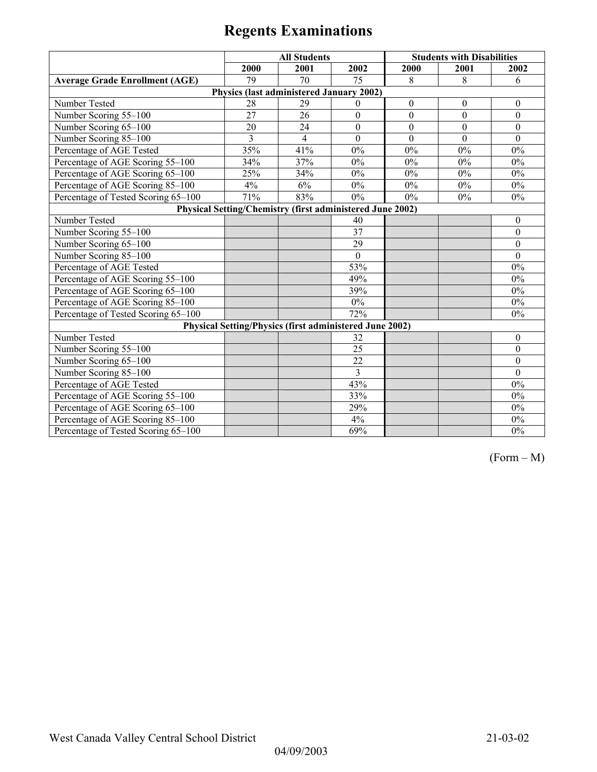# Regents Examinations

| | All Students | | | Students with Disabilities | | |
|---|---|---|---|---|---|---|
| | 2000 | 2001 | 2002 | 2000 | 2001 | 2002 |
| **Average Grade Enrollment (AGE)** | 79 | 70 | 75 | 8 | 8 | 6 |
| **Physics (last administered January 2002)** | | | | | | |
| Number Tested | 28 | 29 | 0 | 0 | 0 | 0 |
| Number Scoring 55–100 | 27 | 26 | 0 | 0 | 0 | 0 |
| Number Scoring 65–100 | 20 | 24 | 0 | 0 | 0 | 0 |
| Number Scoring 85–100 | 3 | 4 | 0 | 0 | 0 | 0 |
| Percentage of AGE Tested | 35% | 41% | 0% | 0% | 0% | 0% |
| Percentage of AGE Scoring 55–100 | 34% | 37% | 0% | 0% | 0% | 0% |
| Percentage of AGE Scoring 65–100 | 25% | 34% | 0% | 0% | 0% | 0% |
| Percentage of AGE Scoring 85–100 | 4% | 6% | 0% | 0% | 0% | 0% |
| Percentage of Tested Scoring 65–100 | 71% | 83% | 0% | 0% | 0% | 0% |
| **Physical Setting/Chemistry (first administered June 2002)** | | | | | | |
| Number Tested | | | 40 | | | 0 |
| Number Scoring 55–100 | | | 37 | | | 0 |
| Number Scoring 65–100 | | | 29 | | | 0 |
| Number Scoring 85–100 | | | 0 | | | 0 |
| Percentage of AGE Tested | | | 53% | | | 0% |
| Percentage of AGE Scoring 55–100 | | | 49% | | | 0% |
| Percentage of AGE Scoring 65–100 | | | 39% | | | 0% |
| Percentage of AGE Scoring 85–100 | | | 0% | | | 0% |
| Percentage of Tested Scoring 65–100 | | | 72% | | | 0% |
| **Physical Setting/Physics (first administered June 2002)** | | | | | | |
| Number Tested | | | 32 | | | 0 |
| Number Scoring 55–100 | | | 25 | | | 0 |
| Number Scoring 65–100 | | | 22 | | | 0 |
| Number Scoring 85–100 | | | 3 | | | 0 |
| Percentage of AGE Tested | | | 43% | | | 0% |
| Percentage of AGE Scoring 55–100 | | | 33% | | | 0% |
| Percentage of AGE Scoring 65–100 | | | 29% | | | 0% |
| Percentage of AGE Scoring 85–100 | | | 4% | | | 0% |
| Percentage of Tested Scoring 65–100 | | | 69% | | | 0% |

(Form – M)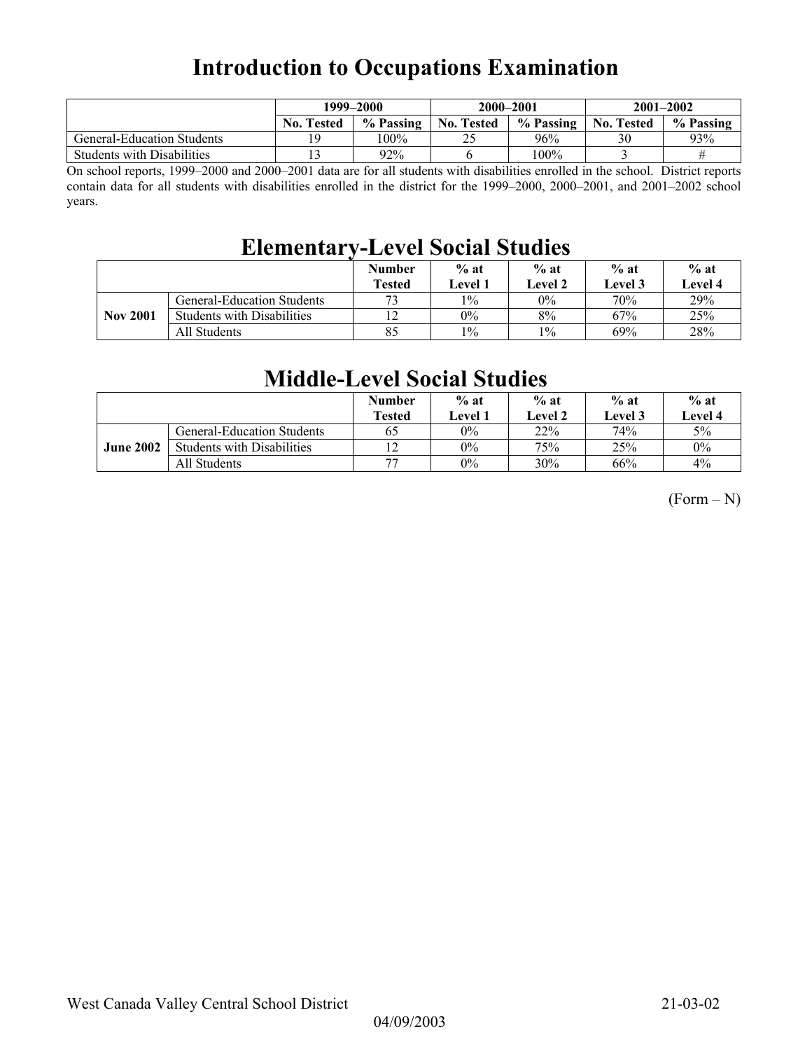# Introduction to Occupations Examination

| | 1999–2000 | | 2000–2001 | | 2001–2002 | |
|---|---|---|---|---|---|---|
| | No. Tested | % Passing | No. Tested | % Passing | No. Tested | % Passing |
| General-Education Students | 19 | 100% | 25 | 96% | 30 | 93% |
| Students with Disabilities | 13 | 92% | 6 | 100% | 3 | # |

On school reports, 1999–2000 and 2000–2001 data are for all students with disabilities enrolled in the school. District reports contain data for all students with disabilities enrolled in the district for the 1999–2000, 2000–2001, and 2001–2002 school years.

# Elementary-Level Social Studies

| | | Number Tested | % at Level 1 | % at Level 2 | % at Level 3 | % at Level 4 |
|---|---|---|---|---|---|---|
| Nov 2001 | General-Education Students | 73 | 1% | 0% | 70% | 29% |
| | Students with Disabilities | 12 | 0% | 8% | 67% | 25% |
| | All Students | 85 | 1% | 1% | 69% | 28% |

# Middle-Level Social Studies

| | | Number Tested | % at Level 1 | % at Level 2 | % at Level 3 | % at Level 4 |
|---|---|---|---|---|---|---|
| June 2002 | General-Education Students | 65 | 0% | 22% | 74% | 5% |
| | Students with Disabilities | 12 | 0% | 75% | 25% | 0% |
| | All Students | 77 | 0% | 30% | 66% | 4% |

(Form – N)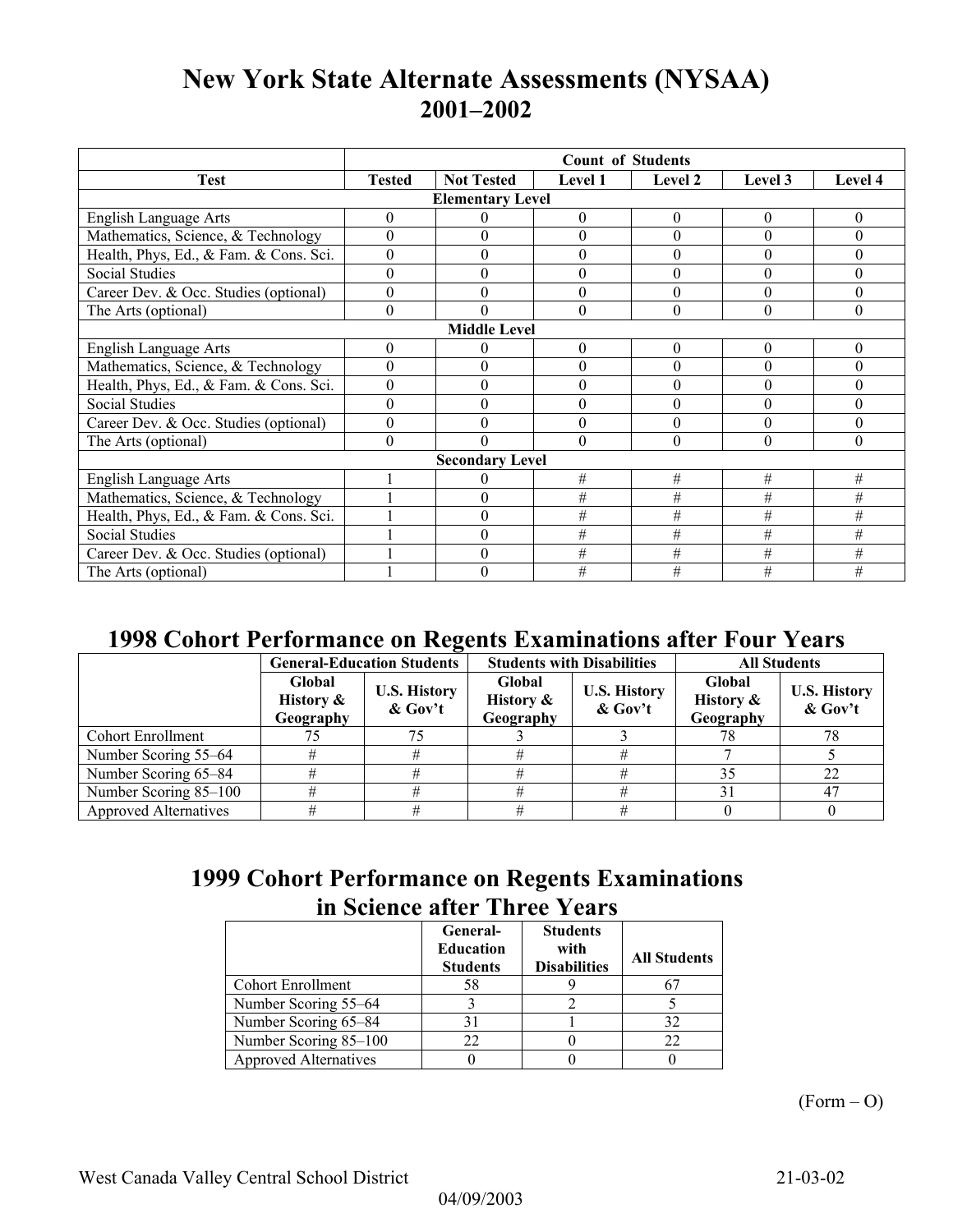# New York State Alternate Assessments (NYSAA) 2001–2002

| | Count of Students | | | | | |
|---|---|---|---|---|---|---|
| **Test** | **Tested** | **Not Tested** | **Level 1** | **Level 2** | **Level 3** | **Level 4** |
| **Elementary Level** | | | | | | |
| English Language Arts | 0 | 0 | 0 | 0 | 0 | 0 |
| Mathematics, Science, & Technology | 0 | 0 | 0 | 0 | 0 | 0 |
| Health, Phys, Ed., & Fam. & Cons. Sci. | 0 | 0 | 0 | 0 | 0 | 0 |
| Social Studies | 0 | 0 | 0 | 0 | 0 | 0 |
| Career Dev. & Occ. Studies (optional) | 0 | 0 | 0 | 0 | 0 | 0 |
| The Arts (optional) | 0 | 0 | 0 | 0 | 0 | 0 |
| **Middle Level** | | | | | | |
| English Language Arts | 0 | 0 | 0 | 0 | 0 | 0 |
| Mathematics, Science, & Technology | 0 | 0 | 0 | 0 | 0 | 0 |
| Health, Phys, Ed., & Fam. & Cons. Sci. | 0 | 0 | 0 | 0 | 0 | 0 |
| Social Studies | 0 | 0 | 0 | 0 | 0 | 0 |
| Career Dev. & Occ. Studies (optional) | 0 | 0 | 0 | 0 | 0 | 0 |
| The Arts (optional) | 0 | 0 | 0 | 0 | 0 | 0 |
| **Secondary Level** | | | | | | |
| English Language Arts | 1 | 0 | # | # | # | # |
| Mathematics, Science, & Technology | 1 | 0 | # | # | # | # |
| Health, Phys, Ed., & Fam. & Cons. Sci. | 1 | 0 | # | # | # | # |
| Social Studies | 1 | 0 | # | # | # | # |
| Career Dev. & Occ. Studies (optional) | 1 | 0 | # | # | # | # |
| The Arts (optional) | 1 | 0 | # | # | # | # |

## 1998 Cohort Performance on Regents Examinations after Four Years

| | General-Education Students | | Students with Disabilities | | All Students | |
|---|---|---|---|---|---|---|
| | **Global History & Geography** | **U.S. History & Gov't** | **Global History & Geography** | **U.S. History & Gov't** | **Global History & Geography** | **U.S. History & Gov't** |
| Cohort Enrollment | 75 | 75 | 3 | 3 | 78 | 78 |
| Number Scoring 55–64 | # | # | # | # | 7 | 5 |
| Number Scoring 65–84 | # | # | # | # | 35 | 22 |
| Number Scoring 85–100 | # | # | # | # | 31 | 47 |
| Approved Alternatives | # | # | # | # | 0 | 0 |

## 1999 Cohort Performance on Regents Examinations in Science after Three Years

| | General-Education Students | Students with Disabilities | All Students |
|---|---|---|---|
| Cohort Enrollment | 58 | 9 | 67 |
| Number Scoring 55–64 | 3 | 2 | 5 |
| Number Scoring 65–84 | 31 | 1 | 32 |
| Number Scoring 85–100 | 22 | 0 | 22 |
| Approved Alternatives | 0 | 0 | 0 |

(Form – O)

West Canada Valley Central School District 21-03-02

04/09/2003